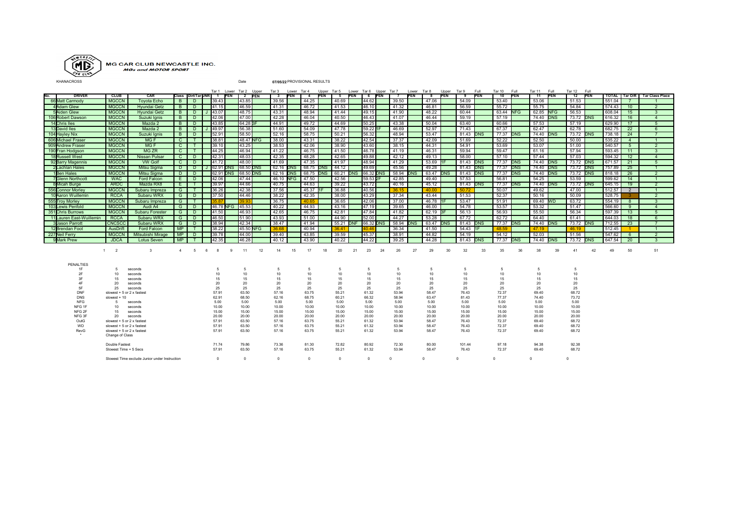# MG CAR CLUB NEWCASTLE INC.

*MGs and MOTOR SPORT*

KHANACROSS — Date 07/05/22 PROVISIONAL RESULTS

| No. | DRIVER | CLUB | CAR | Class | Dirt/Tar | JNR | Tar 1 | Lower PEN | Tar 2 | Upper PEN | Tar 3 | Lower PEN | Tar 4 | Upper PEN | Tar 5 | Lower PEN | Tar 6 | Upper PEN | Tar 7 | Lower PEN | Tar 8 | Upper PEN | Tar 9 | Full PEN | Tar 10 | Full PEN | Tar 11 | Full PEN | Tar 12 | Full PEN | TOTAL | Tar O/R | Tar Class Place |
|---|---|---|---|---|---|---|---|---|---|---|---|---|---|---|---|---|---|---|---|---|---|---|---|---|---|---|---|---|---|---|---|---|---|
| 66 | Matt Carmody | MGCCN | Toyota Echo | B | D | | 39.43 | | 43.85 | | 39.56 | | 44.25 | | 40.69 | | 44.62 | | 39.50 | | 47.06 | | 54.09 | | 53.40 | | 53.06 | | 51.53 | | 551.04 | 7 | 1 |
| 4 | Adam Glew | MGCCN | Hyundai Getz | B | D | | 41.15 | | 46.59 | | 41.31 | | 46.72 | | 41.53 | | 46.10 | | 41.32 | | 46.81 | | 56.59 | | 55.72 | | 55.75 | | 54.84 | | 574.43 | 10 | 2 |
| 5 | Aiden Glew | MGCCN | Hyundai Getz | B | D | J | 43.07 | | 48.75 | | 43.31 | | 48.94 | | 41.44 | | 49.15 | | 41.90 | | 48.22 | | 60.44 | | 63.44 | NFG | 62.85 | NFG | 56.53 | | 608.04 | 15 | 3 |
| 106 | Robert Dawson | MGCCN | Suzuki Ignis | B | D | | 42.06 | | 47.00 | | 42.28 | | 46.04 | | 40.50 | | 46.43 | | 41.07 | | 46.44 | | 59.19 | | 57.19 | | 74.40 | DNS | 73.72 | DNS | 616.32 | 16 | 4 |
| 14 | Chris Iles | MGCCN | Mazda 2 | B | D | | 43.85 | | 64.28 | 3F | 44.91 | | 49.72 | | 44.69 | | 50.25 | | 43.38 | | 50.04 | | 63.40 | | 60.66 | | 57.53 | | 57.19 | | 629.90 | 17 | 5 |
| 13 | David Iles | MGCCN | Mazda 2 | B | D | J | 49.97 | | 56.38 | | 51.60 | | 54.09 | | 47.78 | | 59.22 | 1F | 46.69 | | 52.97 | | 71.43 | | 67.37 | | 62.47 | | 62.78 | | 682.75 | 22 | 6 |
| 104 | Hayley Nix | MGCCN | Suzuki Ignis | B | D | | 52.91 | | 58.50 | | 52.16 | | 58.75 | | 50.21 | | 56.32 | | 48.94 | | 53.47 | | 81.43 | DNS | 77.37 | DNS | 74.40 | DNS | 73.72 | DNS | 738.18 | 24 | 7 |
| 606 | Michael Fraser | MGCCN | MG F | C | T | | 38.81 | | 48.47 | NFG | 38.00 | | 43.31 | | 38.22 | | 42.54 | | 37.37 | | 42.09 | | 51.69 | | 52.22 | | 52.50 | | 50.00 | | 535.22 | 4 | 1 |
| 909 | Andrew Fraser | MGCCN | MG F | C | T | | 39.10 | | 43.25 | | 38.53 | | 42.06 | | 38.90 | | 43.60 | | 38.15 | | 44.31 | | 54.91 | | 53.69 | | 53.07 | | 51.00 | | 540.57 | 5 | 2 |
| 190 | Fran Hodgson | MGCCN | MG ZR | C | T | | 44.25 | | 46.94 | | 41.22 | | 46.75 | | 41.50 | | 46.78 | | 41.19 | | 46.31 | | 59.94 | | 59.47 | | 61.16 | | 57.94 | | 593.45 | 11 | 3 |
| 18 | Russell West | MGCCN | Nissan Pulsar | C | D | | 42.31 | | 48.03 | | 42.35 | | 48.28 | | 42.65 | | 49.88 | | 42.12 | | 49.13 | | 58.00 | | 57.10 | | 57.44 | | 57.03 | | 594.32 | 12 | 4 |
| 92 | Barry Magennis | MGCCN | VW Golf | C | D | | 41.72 | | 48.00 | | 41.69 | | 47.35 | | 41.97 | | 48.94 | | 41.29 | | 53.69 | 1F | 81.43 | DNS | 77.37 | DNS | 74.40 | DNS | 73.72 | DNS | 671.57 | 21 | 5 |
| 2 | Lachlan Hales | MGCCN | Mitsu Sigma | D | D | J | 62.91 | DNS | 68.50 | DNS | 62.16 | DNS | 68.75 | DNS | 44.12 | | 49.69 | | 45.56 | | 49.28 | | 81.43 | DNS | 77.37 | DNS | 74.40 | DNS | 73.72 | DNS | 757.89 | 25 | 1 |
| 1 | Ben Hales | MGCCN | Mitsu Sigma | D | D | | 62.91 | DNS | 68.50 | DNS | 62.16 | DNS | 68.75 | DNS | 60.21 | DNS | 66.32 | DNS | 58.94 | DNS | 63.47 | DNS | 81.43 | DNS | 77.37 | DNS | 74.40 | DNS | 73.72 | DNS | 818.18 | 26 | 2 |
| 7 | Glenn Northcott | WAC | Ford Falcon | E | D | | 42.06 | | 47.44 | | 46.10 | NFG | 47.50 | | 42.56 | | 59.53 | 2F | 42.85 | | 49.40 | | 57.53 | | 56.81 | | 54.25 | | 53.59 | | 599.62 | 14 | 1 |
| 8 | Micah Burge | ARDC | Mazda RX8 | E | T | | 39.97 | | 44.66 | | 40.75 | | 44.63 | | 39.22 | | 43.72 | | 40.16 | | 45.12 | | 81.43 | DNS | 77.37 | DNS | 74.40 | DNS | 73.72 | DNS | 645.15 | 19 | 2 |
| 556 | Connor Morley | MGCCN | Subaru Impreza | G | T | | 36.26 | | 42.38 | | 37.56 | | 45.37 | 1F | 36.88 | | 40.56 | | 36.15 | | 40.00 | | 50.72 | | 50.07 | | 49.62 | | 47.00 | | 512.57 | 2 | 1 |
| 10 | Aaron Wuillemin | RCCA | Subaru WRX | G | D | | 37.50 | | 44.46 | | 38.22 | | 42.35 | | 38.00 | | 43.29 | | 37.34 | | 43.44 | | 51.53 | | 52.37 | | 50.16 | | 50.09 | | 528.75 | 3 | 2 |
| 555 | Troy Morley | MGCCN | Subaru Impreza | G | T | | 35.87 | | 39.93 | | 36.75 | | 40.65 | | 36.65 | | 42.06 | | 37.00 | | 46.78 | 1F | 53.47 | | 51.91 | | 69.40 | WD | 63.72 | | 554.19 | 8 | 3 |
| 103 | Lewis Penfold | MGCCN | Audi A4 | G | D | | 46.78 | NFG | 45.53 | | 40.22 | | 44.93 | | 43.16 | | 47.19 | | 39.65 | | 46.00 | | 54.78 | | 53.57 | | 53.32 | | 51.47 | | 566.60 | 9 | 4 |
| 351 | Chris Burrows | MGCCN | Subaru Forester | G | D | | 41.50 | | 46.93 | | 42.65 | | 46.75 | | 42.81 | | 47.84 | | 41.82 | | 62.19 | 3F | 56.13 | | 56.93 | | 55.50 | | 56.34 | | 597.39 | 13 | 5 |
| 11 | Lauren East-Wuillemin | RCCA | Subaru WRX | G | D | | 46.50 | | 51.90 | | 43.93 | | 51.00 | | 44.90 | | 52.00 | | 44.27 | | 53.28 | | 67.72 | | 62.72 | | 64.40 | | 61.41 | | 644.03 | 18 | 6 |
| 3 | Jason Parrott | CNCSCC | Subaru WRX | G | D | | 38.94 | | 42.34 | | 38.47 | | 41.94 | | 55.21 | DNF | 66.32 | DNS | 58.94 | DNS | 63.47 | DNS | 81.43 | DNS | 77.37 | DNS | 74.40 | DNS | 73.72 | DNS | 712.55 | 23 | 7 |
| 12 | Brendan Foot | AusDrift | Ford Falcon | MP | T | | 38.22 | | 45.50 | NFG | 36.68 | | 40.94 | | 36.41 | | 40.46 | | 36.34 | | 41.50 | | 54.43 | 1F | 48.59 | | 47.19 | | 46.19 | | 512.45 | 1 | 1 |
| 227 | Neil Ferry | MGCCN | Mitsubishi Mirage | MP | D | | 39.78 | | 44.00 | | 39.40 | | 43.85 | | 39.59 | | 45.37 | | 38.91 | | 44.82 | | 54.19 | | 54.12 | | 52.03 | | 51.56 | | 547.62 | 6 | 2 |
| 9 | Mark Prew | JDCA | Lotus Seven | MP | T | | 42.35 | | 46.28 | | 40.12 | | 43.90 | | 40.22 | | 44.22 | | 39.25 | | 44.28 | | 81.43 | DNS | 77.37 | DNS | 74.40 | DNS | 73.72 | DNS | 647.54 | 20 | 3 |

1 2 3 4 5 6 8 9 11 12 14 15 17 18 20 21 23 24 26 27 29 30 32 33 35 36 38 39 41 42 49 50 51

PENALTIES

| Penalty | Description | Tar 1 | Tar 2 | Tar 3 | Tar 4 | Tar 5 | Tar 6 | Tar 7 | Tar 8 | Tar 9 | Tar 10 | Tar 11 | Tar 12 |
|---|---|---|---|---|---|---|---|---|---|---|---|---|---|
| 1F | 5 seconds | 5 | 5 | 5 | 5 | 5 | 5 | 5 | 5 | 5 | 5 | 5 | 5 |
| 2F | 10 seconds | 10 | 10 | 10 | 10 | 10 | 10 | 10 | 10 | 10 | 10 | 10 | 10 |
| 3F | 15 seconds | 15 | 15 | 15 | 15 | 15 | 15 | 15 | 15 | 15 | 15 | 15 | 15 |
| 4F | 20 seconds | 20 | 20 | 20 | 20 | 20 | 20 | 20 | 20 | 20 | 20 | 20 | 20 |
| 5F | 25 seconds | 25 | 25 | 25 | 25 | 25 | 25 | 25 | 25 | 25 | 25 | 25 | 25 |
| DNF | slowest + 5 or 2 x fastest | 57.91 | 63.50 | 57.16 | 63.75 | 55.21 | 61.32 | 53.94 | 58.47 | 76.43 | 72.37 | 69.40 | 68.72 |
| DNS | slowest + 10 | 62.91 | 68.50 | 62.16 | 68.75 | 60.21 | 66.32 | 58.94 | 63.47 | 81.43 | 77.37 | 74.40 | 73.72 |
| NFG | 5 seconds | 5.00 | 5.00 | 5.00 | 5.00 | 5.00 | 5.00 | 5.00 | 5.00 | 5.00 | 5.00 | 5.00 | 5.00 |
| NFG 1F | 10 seconds | 10.00 | 10.00 | 10.00 | 10.00 | 10.00 | 10.00 | 10.00 | 10.00 | 10.00 | 10.00 | 10.00 | 10.00 |
| NFG 2F | 15 seconds | 15.00 | 15.00 | 15.00 | 15.00 | 15.00 | 15.00 | 15.00 | 15.00 | 15.00 | 15.00 | 15.00 | 15.00 |
| NFG 3F | 20 seconds | 20.00 | 20.00 | 20.00 | 20.00 | 20.00 | 20.00 | 20.00 | 20.00 | 20.00 | 20.00 | 20.00 | 20.00 |
| OutG | slowest + 5 or 2 x fastest | 57.91 | 63.50 | 57.16 | 63.75 | 55.21 | 61.32 | 53.94 | 58.47 | 76.43 | 72.37 | 69.40 | 68.72 |
| WD | slowest + 5 or 2 x fastest | 57.91 | 63.50 | 57.16 | 63.75 | 55.21 | 61.32 | 53.94 | 58.47 | 76.43 | 72.37 | 69.40 | 68.72 |
| RevG | slowest + 5 or 2 x fastest | 57.91 | 63.50 | 57.16 | 63.75 | 55.21 | 61.32 | 53.94 | 58.47 | 76.43 | 72.37 | 69.40 | 68.72 |
| * | Change of Class | | | | | | | | | | | | |
| | Double Fastest | 71.74 | 79.86 | 73.36 | 81.30 | 72.82 | 80.92 | 72.30 | 80.00 | 101.44 | 97.18 | 94.38 | 92.38 |
| | Slowest Time + 5 Secs | 57.91 | 63.50 | 57.16 | 63.75 | 55.21 | 61.32 | 53.94 | 58.47 | 76.43 | 72.37 | 69.40 | 68.72 |
| | Slowest Time exclude Junior under Instruction | 0 | 0 | 0 | 0 | 0 | 0 | 0 | 0 | 0 | 0 | 0 | 0 |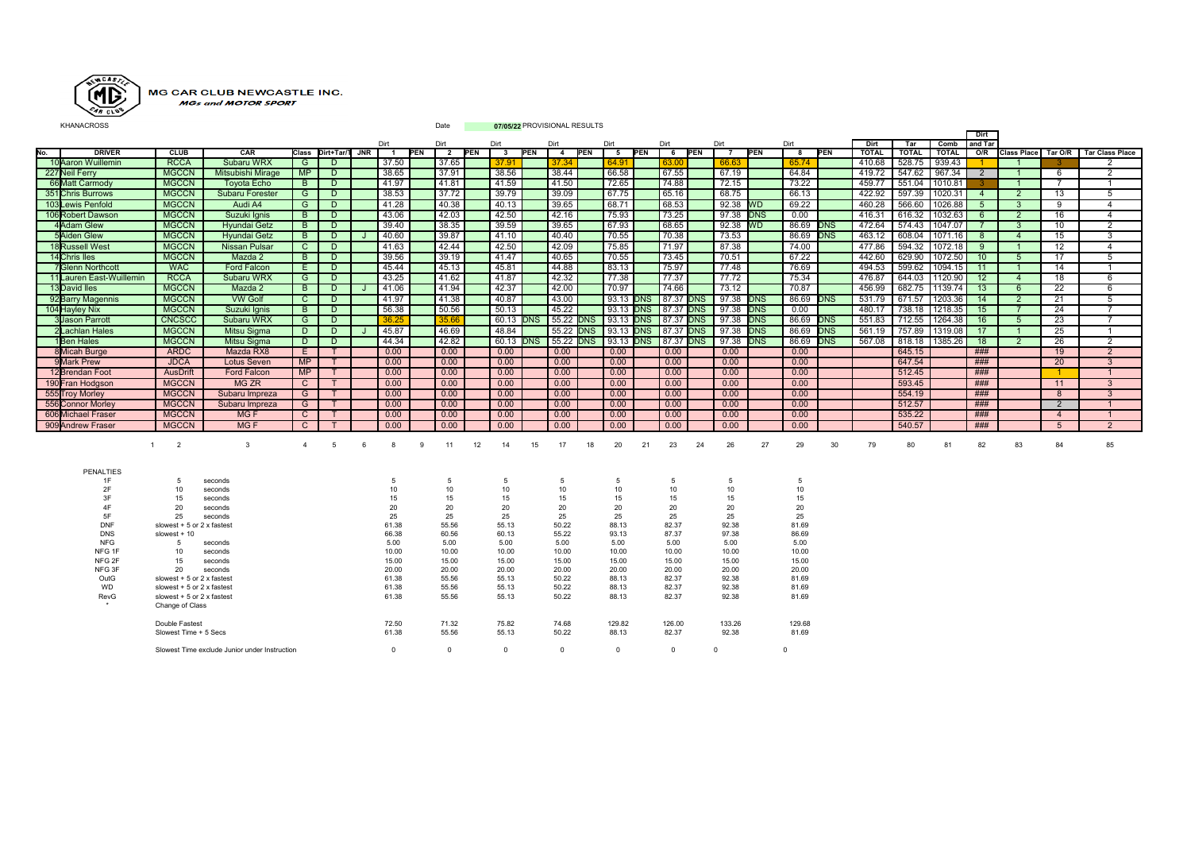# MG CAR CLUB NEWCASTLE INC.

*MGs and MOTOR SPORT*

KHANACROSS

Date **07/05/22** PROVISIONAL RESULTS

| No. | DRIVER | CLUB | CAR | Class | Dirt+Tar/T | JNR | Dirt 1 | PEN | Dirt 2 | PEN | Dirt 3 | PEN | Dirt 4 | PEN | Dirt 5 | PEN | Dirt 6 | PEN | Dirt 7 | PEN | Dirt 8 | PEN | Dirt TOTAL | Tar TOTAL | Comb TOTAL | Dirt and Tar O/R | Class Place | Tar O/R | Tar Class Place |
|---|---|---|---|---|---|---|---|---|---|---|---|---|---|---|---|---|---|---|---|---|---|---|---|---|---|---|---|---|---|
| 10 | Aaron Wuillemin | RCCA | Subaru WRX | G | D | | 37.50 | | 37.65 | | 37.91 | | 37.34 | | 64.91 | | 63.00 | | 66.63 | | 65.74 | | 410.68 | 528.75 | 939.43 | 1 | 1 | 3 | 2 |
| 227 | Neil Ferry | MGCCN | Mitsubishi Mirage | MP | D | | 38.65 | | 37.91 | | 38.56 | | 38.44 | | 66.58 | | 67.55 | | 67.19 | | 64.84 | | 419.72 | 547.62 | 967.34 | 2 | 1 | 6 | 2 |
| 66 | Matt Carmody | MGCCN | Toyota Echo | B | D | | 41.97 | | 41.81 | | 41.59 | | 41.50 | | 72.65 | | 74.88 | | 72.15 | | 73.22 | | 459.77 | 551.04 | 1010.81 | 3 | 1 | 7 | 1 |
| 351 | Chris Burrows | MGCCN | Subaru Forester | G | D | | 38.53 | | 37.72 | | 39.79 | | 39.09 | | 67.75 | | 65.16 | | 68.75 | | 66.13 | | 422.92 | 597.39 | 1020.31 | 4 | 2 | 13 | 5 |
| 103 | Lewis Penfold | MGCCN | Audi A4 | G | D | | 41.28 | | 40.38 | | 40.13 | | 39.65 | | 68.71 | | 68.53 | | 92.38 | WD | 69.22 | | 460.28 | 566.60 | 1026.88 | 5 | 3 | 9 | 4 |
| 106 | Robert Dawson | MGCCN | Suzuki Ignis | B | D | | 43.06 | | 42.03 | | 42.50 | | 42.16 | | 75.93 | | 73.25 | | 97.38 | DNS | 0.00 | | 416.31 | 616.32 | 1032.63 | 6 | 2 | 16 | 4 |
| 4 | Adam Glew | MGCCN | Hyundai Getz | B | D | | 39.40 | | 38.35 | | 39.59 | | 39.65 | | 67.93 | | 68.65 | | 92.38 | WD | 86.69 | DNS | 472.64 | 574.43 | 1047.07 | 7 | 3 | 10 | 2 |
| 5 | Aiden Glew | MGCCN | Hyundai Getz | B | D | J | 40.60 | | 39.87 | | 41.10 | | 40.40 | | 70.55 | | 70.38 | | 73.53 | | 86.69 | DNS | 463.12 | 608.04 | 1071.16 | 8 | 4 | 15 | 3 |
| 18 | Russell West | MGCCN | Nissan Pulsar | C | D | | 41.63 | | 42.44 | | 42.50 | | 42.09 | | 75.85 | | 71.97 | | 87.38 | | 74.00 | | 477.86 | 594.32 | 1072.18 | 9 | 1 | 12 | 4 |
| 14 | Chris Iles | MGCCN | Mazda 2 | B | D | | 39.56 | | 39.19 | | 41.47 | | 40.65 | | 70.55 | | 73.45 | | 70.51 | | 67.22 | | 442.60 | 629.90 | 1072.50 | 10 | 5 | 17 | 5 |
| 7 | Glenn Northcott | WAC | Ford Falcon | E | D | | 45.44 | | 45.13 | | 45.81 | | 44.88 | | 83.13 | | 75.97 | | 77.48 | | 76.69 | | 494.53 | 599.62 | 1094.15 | 11 | 1 | 14 | 1 |
| 11 | Lauren East-Wuillemin | RCCA | Subaru WRX | G | D | | 43.25 | | 41.62 | | 41.87 | | 42.32 | | 77.38 | | 77.37 | | 77.72 | | 75.34 | | 476.87 | 644.03 | 1120.90 | 12 | 4 | 18 | 6 |
| 13 | David Iles | MGCCN | Mazda 2 | B | D | J | 41.06 | | 41.94 | | 42.37 | | 42.00 | | 70.97 | | 74.66 | | 73.12 | | 70.87 | | 456.99 | 682.75 | 1139.74 | 13 | 6 | 22 | 6 |
| 92 | Barry Magennis | MGCCN | VW Golf | C | D | | 41.97 | | 41.38 | | 40.87 | | 43.00 | | 93.13 | DNS | 87.37 | DNS | 97.38 | DNS | 86.69 | DNS | 531.79 | 671.57 | 1203.36 | 14 | 2 | 21 | 5 |
| 104 | Hayley Nix | MGCCN | Suzuki Ignis | B | D | | 56.38 | | 50.56 | | 50.13 | | 45.22 | | 93.13 | DNS | 87.37 | DNS | 97.38 | DNS | 0.00 | | 480.17 | 738.18 | 1218.35 | 15 | 7 | 24 | 7 |
| 3 | Jason Parrott | CNCSCC | Subaru WRX | G | D | | 36.25 | | 35.66 | | 60.13 | DNS | 55.22 | DNS | 93.13 | DNS | 87.37 | DNS | 97.38 | DNS | 86.69 | DNS | 551.83 | 712.55 | 1264.38 | 16 | 5 | 23 | 7 |
| 2 | Lachlan Hales | MGCCN | Mitsu Sigma | D | D | J | 45.87 | | 46.69 | | 48.84 | | 55.22 | DNS | 93.13 | DNS | 87.37 | DNS | 97.38 | DNS | 86.69 | DNS | 561.19 | 757.89 | 1319.08 | 17 | 1 | 25 | 1 |
| 1 | Ben Hales | MGCCN | Mitsu Sigma | D | D | | 44.34 | | 42.82 | | 60.13 | DNS | 55.22 | DNS | 93.13 | DNS | 87.37 | DNS | 97.38 | DNS | 86.69 | DNS | 567.08 | 818.18 | 1385.26 | 18 | 2 | 26 | 2 |
| 8 | Micah Burge | ARDC | Mazda RX8 | E | T | | 0.00 | | 0.00 | | 0.00 | | 0.00 | | 0.00 | | 0.00 | | 0.00 | | 0.00 | | | 645.15 | | ### | | 19 | 2 |
| 9 | Mark Prew | JDCA | Lotus Seven | MP | T | | 0.00 | | 0.00 | | 0.00 | | 0.00 | | 0.00 | | 0.00 | | 0.00 | | 0.00 | | | 647.54 | | ### | | 20 | 3 |
| 12 | Brendan Foot | AusDrift | Ford Falcon | MP | T | | 0.00 | | 0.00 | | 0.00 | | 0.00 | | 0.00 | | 0.00 | | 0.00 | | 0.00 | | | 512.45 | | ### | | 1 | 1 |
| 190 | Fran Hodgson | MGCCN | MG ZR | C | T | | 0.00 | | 0.00 | | 0.00 | | 0.00 | | 0.00 | | 0.00 | | 0.00 | | 0.00 | | | 593.45 | | ### | | 11 | 3 |
| 555 | Troy Morley | MGCCN | Subaru Impreza | G | T | | 0.00 | | 0.00 | | 0.00 | | 0.00 | | 0.00 | | 0.00 | | 0.00 | | 0.00 | | | 554.19 | | ### | | 8 | 3 |
| 556 | Connor Morley | MGCCN | Subaru Impreza | G | T | | 0.00 | | 0.00 | | 0.00 | | 0.00 | | 0.00 | | 0.00 | | 0.00 | | 0.00 | | | 512.57 | | ### | | 2 | 1 |
| 606 | Michael Fraser | MGCCN | MG F | C | T | | 0.00 | | 0.00 | | 0.00 | | 0.00 | | 0.00 | | 0.00 | | 0.00 | | 0.00 | | | 535.22 | | ### | | 4 | 1 |
| 909 | Andrew Fraser | MGCCN | MG F | C | T | | 0.00 | | 0.00 | | 0.00 | | 0.00 | | 0.00 | | 0.00 | | 0.00 | | 0.00 | | | 540.57 | | ### | | 5 | 2 |
| 1 | 2 | 3 | | 4 | 5 | 6 | 8 | 9 | 11 | 12 | 14 | 15 | 17 | 18 | 20 | 21 | 23 | 24 | 26 | 27 | 29 | 30 | 79 | 80 | 81 | 82 | 83 | 84 | 85 |

PENALTIES

| PENALTY | | | 1 | 2 | 3 | 4 | 5 | 6 | 7 | 8 |
|---|---|---|---|---|---|---|---|---|---|---|
| 1F | 5 | seconds | 5 | 5 | 5 | 5 | 5 | 5 | 5 | 5 |
| 2F | 10 | seconds | 10 | 10 | 10 | 10 | 10 | 10 | 10 | 10 |
| 3F | 15 | seconds | 15 | 15 | 15 | 15 | 15 | 15 | 15 | 15 |
| 4F | 20 | seconds | 20 | 20 | 20 | 20 | 20 | 20 | 20 | 20 |
| 5F | 25 | seconds | 25 | 25 | 25 | 25 | 25 | 25 | 25 | 25 |
| DNF | slowest + 5 or 2 x fastest | | 61.38 | 55.56 | 55.13 | 50.22 | 88.13 | 82.37 | 92.38 | 81.69 |
| DNS | slowest + 10 | | 66.38 | 60.56 | 60.13 | 55.22 | 93.13 | 87.37 | 97.38 | 86.69 |
| NFG | 5 | seconds | 5.00 | 5.00 | 5.00 | 5.00 | 5.00 | 5.00 | 5.00 | 5.00 |
| NFG 1F | 10 | seconds | 10.00 | 10.00 | 10.00 | 10.00 | 10.00 | 10.00 | 10.00 | 10.00 |
| NFG 2F | 15 | seconds | 15.00 | 15.00 | 15.00 | 15.00 | 15.00 | 15.00 | 15.00 | 15.00 |
| NFG 3F | 20 | seconds | 20.00 | 20.00 | 20.00 | 20.00 | 20.00 | 20.00 | 20.00 | 20.00 |
| OutG | slowest + 5 or 2 x fastest | | 61.38 | 55.56 | 55.13 | 50.22 | 88.13 | 82.37 | 92.38 | 81.69 |
| WD | slowest + 5 or 2 x fastest | | 61.38 | 55.56 | 55.13 | 50.22 | 88.13 | 82.37 | 92.38 | 81.69 |
| RevG | slowest + 5 or 2 x fastest | | 61.38 | 55.56 | 55.13 | 50.22 | 88.13 | 82.37 | 92.38 | 81.69 |
| * | Change of Class | | | | | | | | | |
| | Double Fastest | | 72.50 | 71.32 | 75.82 | 74.68 | 129.82 | 126.00 | 133.26 | 129.68 |
| | Slowest Time + 5 Secs | | 61.38 | 55.56 | 55.13 | 50.22 | 88.13 | 82.37 | 92.38 | 81.69 |
| | Slowest Time exclude Junior under Instruction | | 0 | 0 | 0 | 0 | 0 | 0 | 0 | 0 |